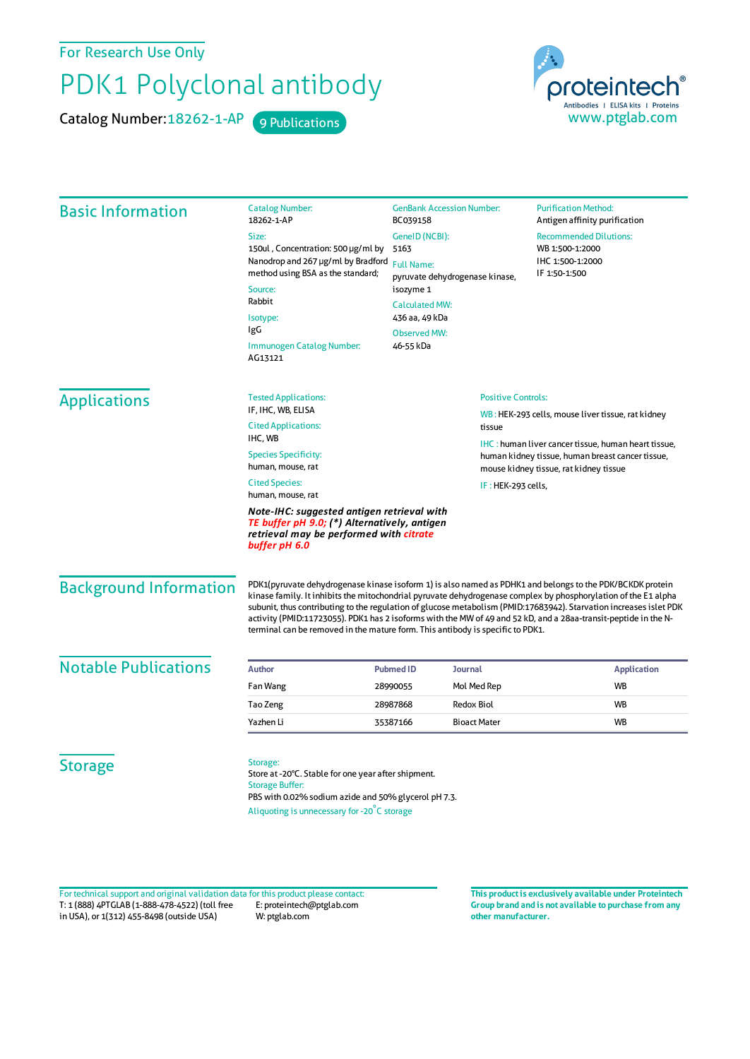For Research Use Only

# PDK1 Polyclonal antibody

Catalog Number: 18262-1-AP    9 Publications

proteintech®
Antibodies | ELISA kits | Proteins
www.ptglab.com

## Basic Information

Catalog Number:
18262-1-AP

Size:
150ul , Concentration: 500 μg/ml by Nanodrop and 267 μg/ml by Bradford method using BSA as the standard;

Source:
Rabbit

Isotype:
IgG

Immunogen Catalog Number:
AG13121

GenBank Accession Number:
BC039158

GeneID (NCBI):
5163

Full Name:
pyruvate dehydrogenase kinase, isozyme 1

Calculated MW:
436 aa, 49 kDa

Observed MW:
46-55 kDa

Purification Method:
Antigen affinity purification

Recommended Dilutions:
WB 1:500-1:2000
IHC 1:500-1:2000
IF 1:50-1:500

## Applications

Tested Applications:
IF, IHC, WB, ELISA

Cited Applications:
IHC, WB

Species Specificity:
human, mouse, rat

Cited Species:
human, mouse, rat

***Note-IHC: suggested antigen retrieval with TE buffer pH 9.0; (\*) Alternatively, antigen retrieval may be performed with citrate buffer pH 6.0***

Positive Controls:

WB : HEK-293 cells, mouse liver tissue, rat kidney tissue

IHC : human liver cancer tissue, human heart tissue, human kidney tissue, human breast cancer tissue, mouse kidney tissue, rat kidney tissue

IF : HEK-293 cells,

## Background Information

PDK1(pyruvate dehydrogenase kinase isoform 1) is also named as PDHK1 and belongs to the PDK/BCKDK protein kinase family. It inhibits the mitochondrial pyruvate dehydrogenase complex by phosphorylation of the E1 alpha subunit, thus contributing to the regulation of glucose metabolism (PMID:17683942). Starvation increases islet PDK activity (PMID:11723055). PDK1 has 2 isoforms with the MW of 49 and 52 kD, and a 28aa-transit-peptide in the N-terminal can be removed in the mature form. This antibody is specific to PDK1.

## Notable Publications

| Author | Pubmed ID | Journal | Application |
|---|---|---|---|
| Fan Wang | 28990055 | Mol Med Rep | WB |
| Tao Zeng | 28987868 | Redox Biol | WB |
| Yazhen Li | 35387166 | Bioact Mater | WB |

## Storage

Storage:
Store at -20°C. Stable for one year after shipment.

Storage Buffer:
PBS with 0.02% sodium azide and 50% glycerol pH 7.3.

Aliquoting is unnecessary for -20°C storage

For technical support and original validation data for this product please contact:
T: 1 (888) 4PTGLAB (1-888-478-4522) (toll free in USA), or 1(312) 455-8498 (outside USA)
E: proteintech@ptglab.com
W: ptglab.com

**This product is exclusively available under Proteintech Group brand and is not available to purchase from any other manufacturer.**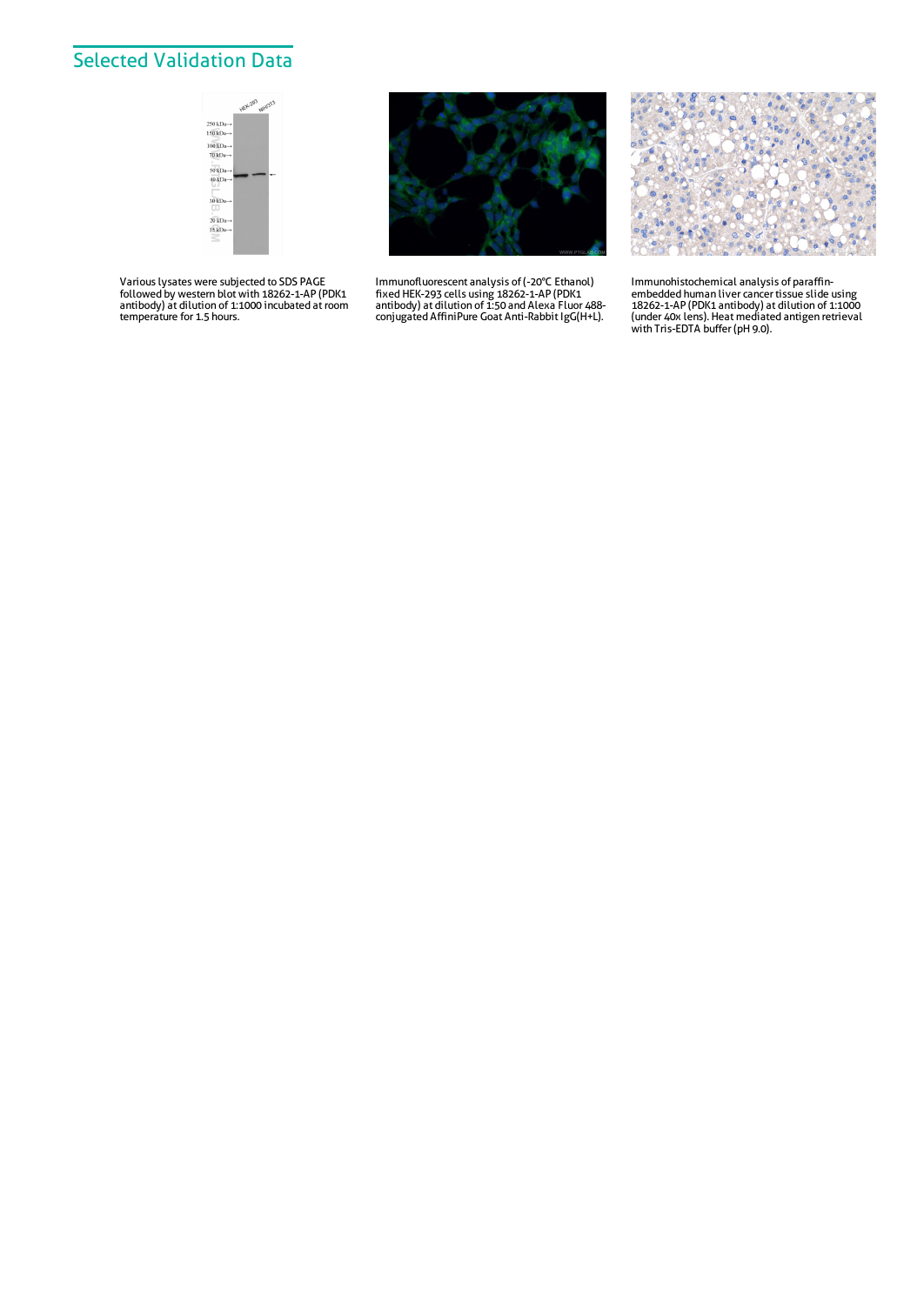## Selected Validation Data

Various lysates were subjected to SDS PAGE followed by western blot with 18262-1-AP (PDK1 antibody) at dilution of 1:1000 incubated at room temperature for 1.5 hours.

Immunofluorescent analysis of (-20°C Ethanol) fixed HEK-293 cells using 18262-1-AP (PDK1 antibody) at dilution of 1:50 and Alexa Fluor 488-conjugated AffiniPure Goat Anti-Rabbit IgG(H+L).

Immunohistochemical analysis of paraffin-embedded human liver cancer tissue slide using 18262-1-AP (PDK1 antibody) at dilution of 1:1000 (under 40x lens). Heat mediated antigen retrieval with Tris-EDTA buffer (pH 9.0).